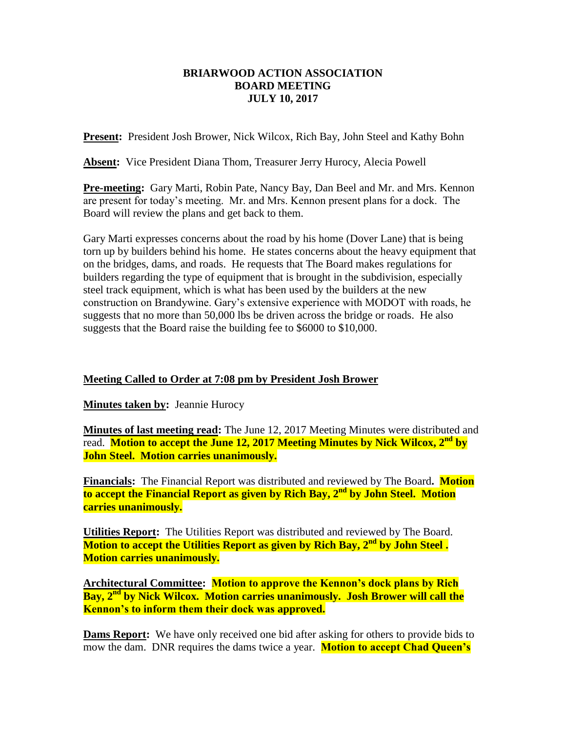# BRIARWOOD ACTION ASSOCIATION
## BOARD MEETING
## JULY 10, 2017

**Present:** President Josh Brower, Nick Wilcox, Rich Bay, John Steel and Kathy Bohn

**Absent:** Vice President Diana Thom, Treasurer Jerry Hurocy, Alecia Powell

**Pre-meeting:** Gary Marti, Robin Pate, Nancy Bay, Dan Beel and Mr. and Mrs. Kennon are present for today's meeting. Mr. and Mrs. Kennon present plans for a dock. The Board will review the plans and get back to them.

Gary Marti expresses concerns about the road by his home (Dover Lane) that is being torn up by builders behind his home. He states concerns about the heavy equipment that on the bridges, dams, and roads. He requests that The Board makes regulations for builders regarding the type of equipment that is brought in the subdivision, especially steel track equipment, which is what has been used by the builders at the new construction on Brandywine. Gary's extensive experience with MODOT with roads, he suggests that no more than 50,000 lbs be driven across the bridge or roads. He also suggests that the Board raise the building fee to $6000 to $10,000.

**Meeting Called to Order at 7:08 pm by President Josh Brower**

**Minutes taken by:** Jeannie Hurocy

**Minutes of last meeting read:** The June 12, 2017 Meeting Minutes were distributed and read. **Motion to accept the June 12, 2017 Meeting Minutes by Nick Wilcox, 2nd by John Steel. Motion carries unanimously.**

**Financials:** The Financial Report was distributed and reviewed by The Board**. Motion to accept the Financial Report as given by Rich Bay, 2nd by John Steel. Motion carries unanimously.**

**Utilities Report:** The Utilities Report was distributed and reviewed by The Board. **Motion to accept the Utilities Report as given by Rich Bay, 2nd by John Steel . Motion carries unanimously.**

**Architectural Committee: Motion to approve the Kennon's dock plans by Rich Bay, 2nd by Nick Wilcox. Motion carries unanimously. Josh Brower will call the Kennon's to inform them their dock was approved.**

**Dams Report:** We have only received one bid after asking for others to provide bids to mow the dam. DNR requires the dams twice a year. **Motion to accept Chad Queen's**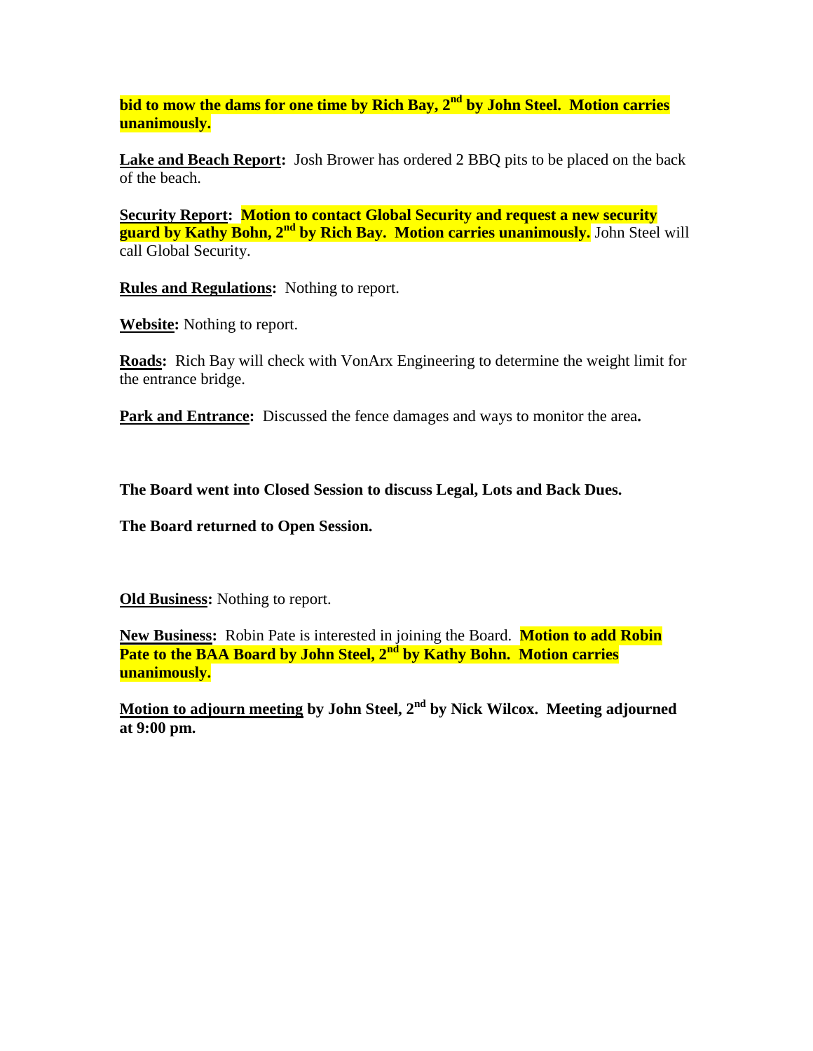**bid to mow the dams for one time by Rich Bay, 2nd by John Steel. Motion carries unanimously.**

**Lake and Beach Report:** Josh Brower has ordered 2 BBQ pits to be placed on the back of the beach.

**Security Report:** **Motion to contact Global Security and request a new security guard by Kathy Bohn, 2nd by Rich Bay. Motion carries unanimously.** John Steel will call Global Security.

**Rules and Regulations:** Nothing to report.

**Website:** Nothing to report.

**Roads:** Rich Bay will check with VonArx Engineering to determine the weight limit for the entrance bridge.

**Park and Entrance:** Discussed the fence damages and ways to monitor the area.

**The Board went into Closed Session to discuss Legal, Lots and Back Dues.**

**The Board returned to Open Session.**

**Old Business:** Nothing to report.

**New Business:** Robin Pate is interested in joining the Board. **Motion to add Robin Pate to the BAA Board by John Steel, 2nd by Kathy Bohn. Motion carries unanimously.**

**Motion to adjourn meeting by John Steel, 2nd by Nick Wilcox. Meeting adjourned at 9:00 pm.**